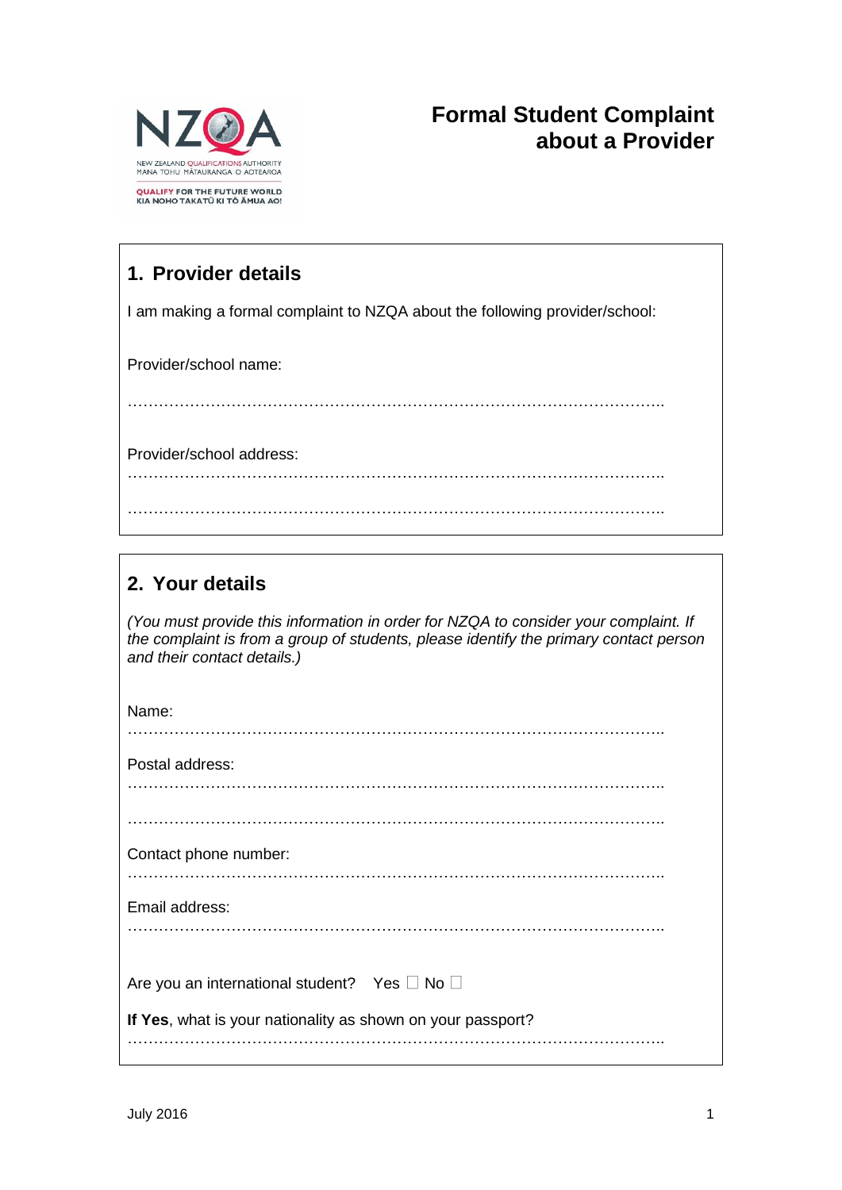NZQA

NEW ZEALAND QUALIFICATIONS AUTHORITY
MANA TOHU MĀTAURANGA O AOTEAROA

QUALIFY FOR THE FUTURE WORLD
KIA NOHO TAKATŪ KI TŌ ĀMUA AO!

# Formal Student Complaint about a Provider

## 1. Provider details

I am making a formal complaint to NZQA about the following provider/school:

Provider/school name:

…………………………………………………………………………………………..

Provider/school address:

…………………………………………………………………………………………..

…………………………………………………………………………………………..

## 2. Your details

*(You must provide this information in order for NZQA to consider your complaint. If the complaint is from a group of students, please identify the primary contact person and their contact details.)*

Name:

…………………………………………………………………………………………..

Postal address:

…………………………………………………………………………………………..

…………………………………………………………………………………………..

Contact phone number:

…………………………………………………………………………………………..

Email address:

…………………………………………………………………………………………..

Are you an international student? Yes ☐ No ☐

**If Yes**, what is your nationality as shown on your passport?

…………………………………………………………………………………………..

July 2016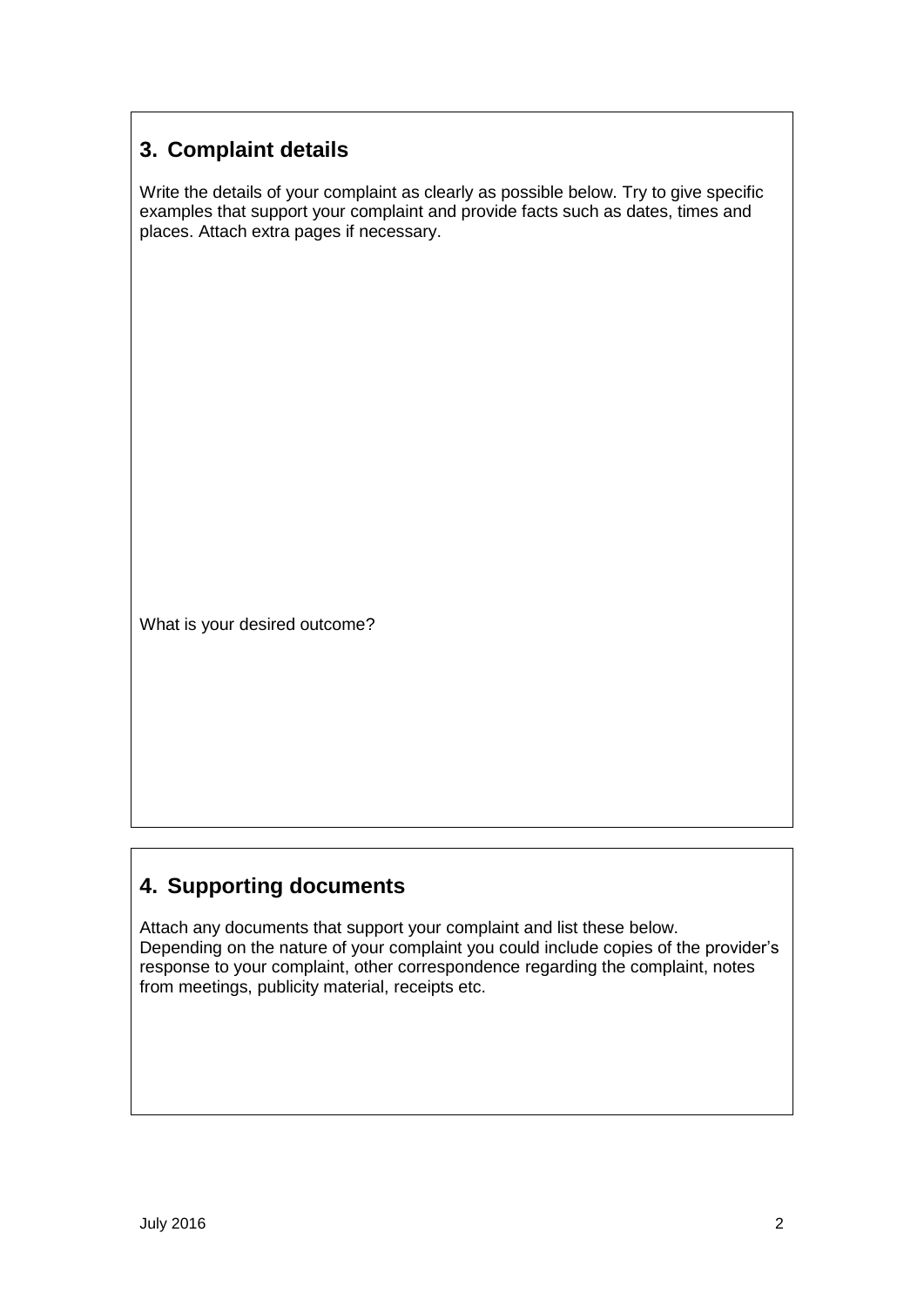## 3. Complaint details

Write the details of your complaint as clearly as possible below. Try to give specific examples that support your complaint and provide facts such as dates, times and places. Attach extra pages if necessary.

What is your desired outcome?

## 4. Supporting documents

Attach any documents that support your complaint and list these below. Depending on the nature of your complaint you could include copies of the provider's response to your complaint, other correspondence regarding the complaint, notes from meetings, publicity material, receipts etc.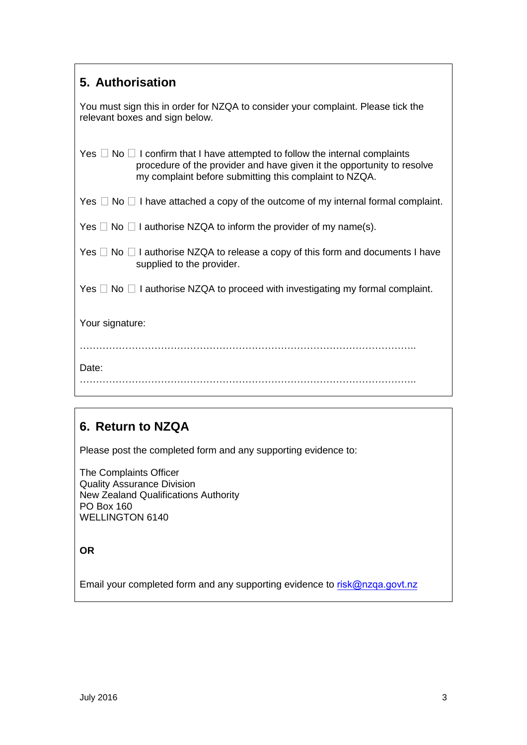## 5. Authorisation

You must sign this in order for NZQA to consider your complaint. Please tick the relevant boxes and sign below.

Yes ☐ No ☐ I confirm that I have attempted to follow the internal complaints procedure of the provider and have given it the opportunity to resolve my complaint before submitting this complaint to NZQA.

Yes ☐ No ☐ I have attached a copy of the outcome of my internal formal complaint.

Yes ☐ No ☐ I authorise NZQA to inform the provider of my name(s).

Yes ☐ No ☐ I authorise NZQA to release a copy of this form and documents I have supplied to the provider.

Yes ☐ No ☐ I authorise NZQA to proceed with investigating my formal complaint.

Your signature:

…………………………………………………………………………………………..

Date:

…………………………………………………………………………………………..

## 6. Return to NZQA

Please post the completed form and any supporting evidence to:

The Complaints Officer
Quality Assurance Division
New Zealand Qualifications Authority
PO Box 160
WELLINGTON 6140

**OR**

Email your completed form and any supporting evidence to risk@nzqa.govt.nz

July 2016